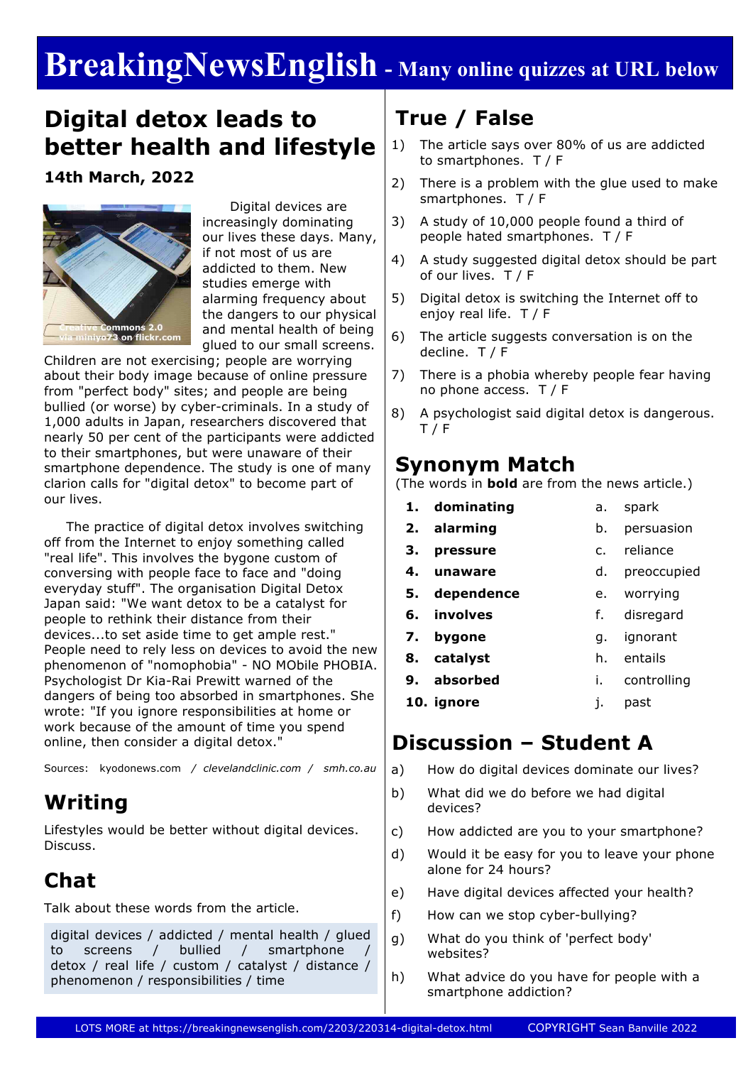# BreakingNewsEnglish - Many online quizzes at URL below

## Digital detox leads to better health and lifestyle

**14th March, 2022**

Creative Commons 2.0 via miniyo73 on flickr.com

Digital devices are increasingly dominating our lives these days. Many, if not most of us are addicted to them. New studies emerge with alarming frequency about the dangers to our physical and mental health of being glued to our small screens. Children are not exercising; people are worrying about their body image because of online pressure from "perfect body" sites; and people are being bullied (or worse) by cyber-criminals. In a study of 1,000 adults in Japan, researchers discovered that nearly 50 per cent of the participants were addicted to their smartphones, but were unaware of their smartphone dependence. The study is one of many clarion calls for "digital detox" to become part of our lives.

The practice of digital detox involves switching off from the Internet to enjoy something called "real life". This involves the bygone custom of conversing with people face to face and "doing everyday stuff". The organisation Digital Detox Japan said: "We want detox to be a catalyst for people to rethink their distance from their devices...to set aside time to get ample rest." People need to rely less on devices to avoid the new phenomenon of "nomophobia" - NO MObile PHOBIA. Psychologist Dr Kia-Rai Prewitt warned of the dangers of being too absorbed in smartphones. She wrote: "If you ignore responsibilities at home or work because of the amount of time you spend online, then consider a digital detox."

Sources: kyodonews.com / *clevelandclinic.com* / *smh.co.au*

## Writing

Lifestyles would be better without digital devices. Discuss.

## Chat

Talk about these words from the article.

digital devices / addicted / mental health / glued to screens / bullied / smartphone / detox / real life / custom / catalyst / distance / phenomenon / responsibilities / time

## True / False

1) The article says over 80% of us are addicted to smartphones. T / F
2) There is a problem with the glue used to make smartphones. T / F
3) A study of 10,000 people found a third of people hated smartphones. T / F
4) A study suggested digital detox should be part of our lives. T / F
5) Digital detox is switching the Internet off to enjoy real life. T / F
6) The article suggests conversation is on the decline. T / F
7) There is a phobia whereby people fear having no phone access. T / F
8) A psychologist said digital detox is dangerous. T / F

## Synonym Match

(The words in **bold** are from the news article.)

| | | | |
|---|---|---|---|
| **1.** | **dominating** | a. | spark |
| **2.** | **alarming** | b. | persuasion |
| **3.** | **pressure** | c. | reliance |
| **4.** | **unaware** | d. | preoccupied |
| **5.** | **dependence** | e. | worrying |
| **6.** | **involves** | f. | disregard |
| **7.** | **bygone** | g. | ignorant |
| **8.** | **catalyst** | h. | entails |
| **9.** | **absorbed** | i. | controlling |
| **10.** | **ignore** | j. | past |

## Discussion – Student A

a) How do digital devices dominate our lives?
b) What did we do before we had digital devices?
c) How addicted are you to your smartphone?
d) Would it be easy for you to leave your phone alone for 24 hours?
e) Have digital devices affected your health?
f) How can we stop cyber-bullying?
g) What do you think of 'perfect body' websites?
h) What advice do you have for people with a smartphone addiction?

LOTS MORE at https://breakingnewsenglish.com/2203/220314-digital-detox.html COPYRIGHT Sean Banville 2022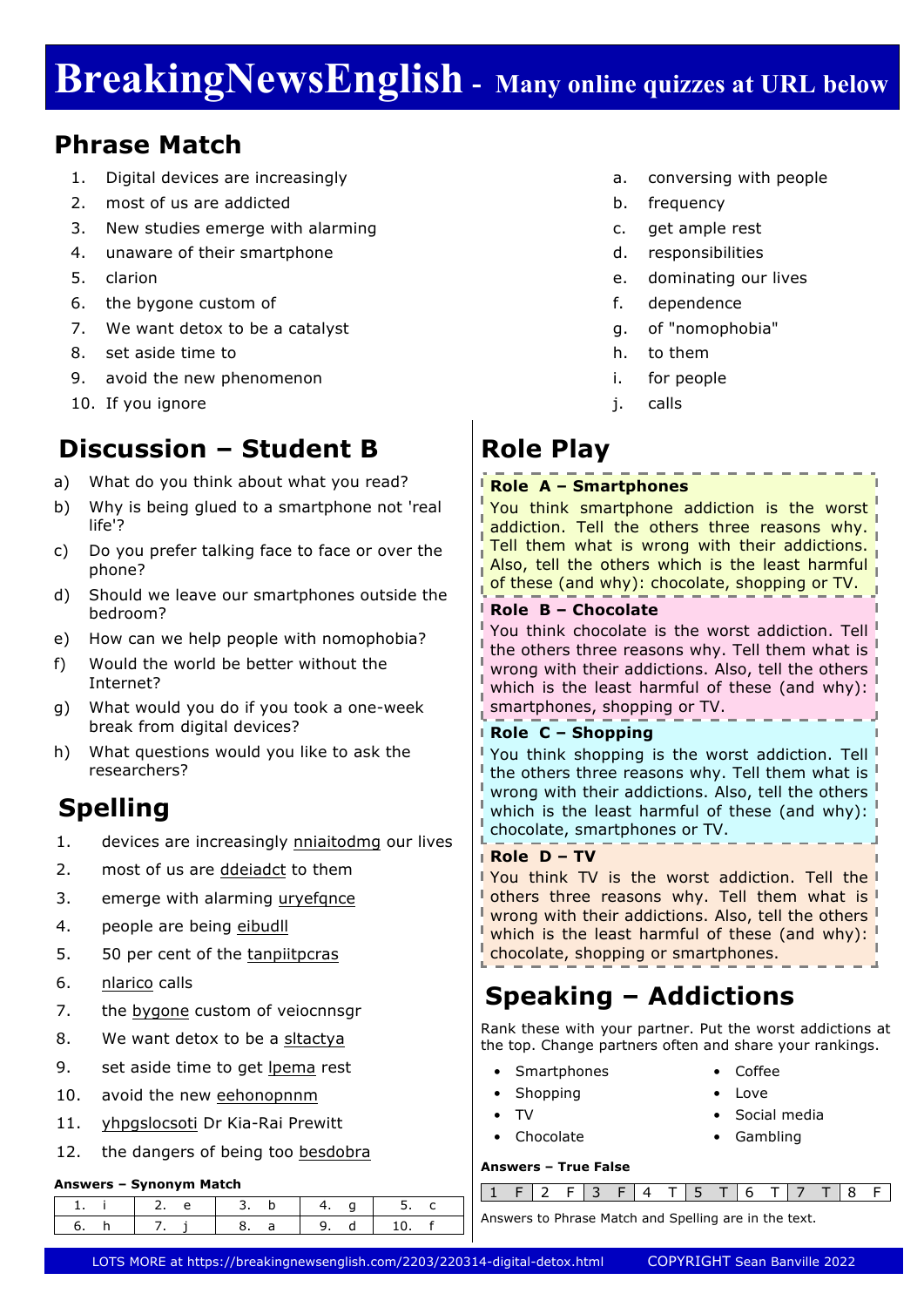# BreakingNewsEnglish - Many online quizzes at URL below

## Phrase Match

1. Digital devices are increasingly
2. most of us are addicted
3. New studies emerge with alarming
4. unaware of their smartphone
5. clarion
6. the bygone custom of
7. We want detox to be a catalyst
8. set aside time to
9. avoid the new phenomenon
10. If you ignore

a. conversing with people
b. frequency
c. get ample rest
d. responsibilities
e. dominating our lives
f. dependence
g. of "nomophobia"
h. to them
i. for people
j. calls

## Discussion – Student B

a) What do you think about what you read?
b) Why is being glued to a smartphone not 'real life'?
c) Do you prefer talking face to face or over the phone?
d) Should we leave our smartphones outside the bedroom?
e) How can we help people with nomophobia?
f) Would the world be better without the Internet?
g) What would you do if you took a one-week break from digital devices?
h) What questions would you like to ask the researchers?

## Spelling

1. devices are increasingly nniaitodmg our lives
2. most of us are ddeiadct to them
3. emerge with alarming uryefqnce
4. people are being eibudll
5. 50 per cent of the tanpiitpcras
6. nlarico calls
7. the bygone custom of veiocnnsgr
8. We want detox to be a sltactya
9. set aside time to get lpema rest
10. avoid the new eehonopnnm
11. yhpgslocsoti Dr Kia-Rai Prewitt
12. the dangers of being too besdobra

**Answers – Synonym Match**

| | | | | |
|---|---|---|---|---|
| 1. i | 2. e | 3. b | 4. g | 5. c |
| 6. h | 7. j | 8. a | 9. d | 10. f |

## Role Play

**Role A – Smartphones**
You think smartphone addiction is the worst addiction. Tell the others three reasons why. Tell them what is wrong with their addictions. Also, tell the others which is the least harmful of these (and why): chocolate, shopping or TV.

**Role B – Chocolate**
You think chocolate is the worst addiction. Tell the others three reasons why. Tell them what is wrong with their addictions. Also, tell the others which is the least harmful of these (and why): smartphones, shopping or TV.

**Role C – Shopping**
You think shopping is the worst addiction. Tell the others three reasons why. Tell them what is wrong with their addictions. Also, tell the others which is the least harmful of these (and why): chocolate, smartphones or TV.

**Role D – TV**
You think TV is the worst addiction. Tell the others three reasons why. Tell them what is wrong with their addictions. Also, tell the others which is the least harmful of these (and why): chocolate, shopping or smartphones.

## Speaking – Addictions

Rank these with your partner. Put the worst addictions at the top. Change partners often and share your rankings.

- Smartphones
- Shopping
- TV
- Chocolate
- Coffee
- Love
- Social media
- Gambling

**Answers – True False**

| | | | | | | | | | | | | | | | |
|---|---|---|---|---|---|---|---|---|---|---|---|---|---|---|---|
| 1 | F | 2 | F | 3 | F | 4 | T | 5 | T | 6 | T | 7 | T | 8 | F |

Answers to Phrase Match and Spelling are in the text.

LOTS MORE at https://breakingnewsenglish.com/2203/220314-digital-detox.html COPYRIGHT Sean Banville 2022